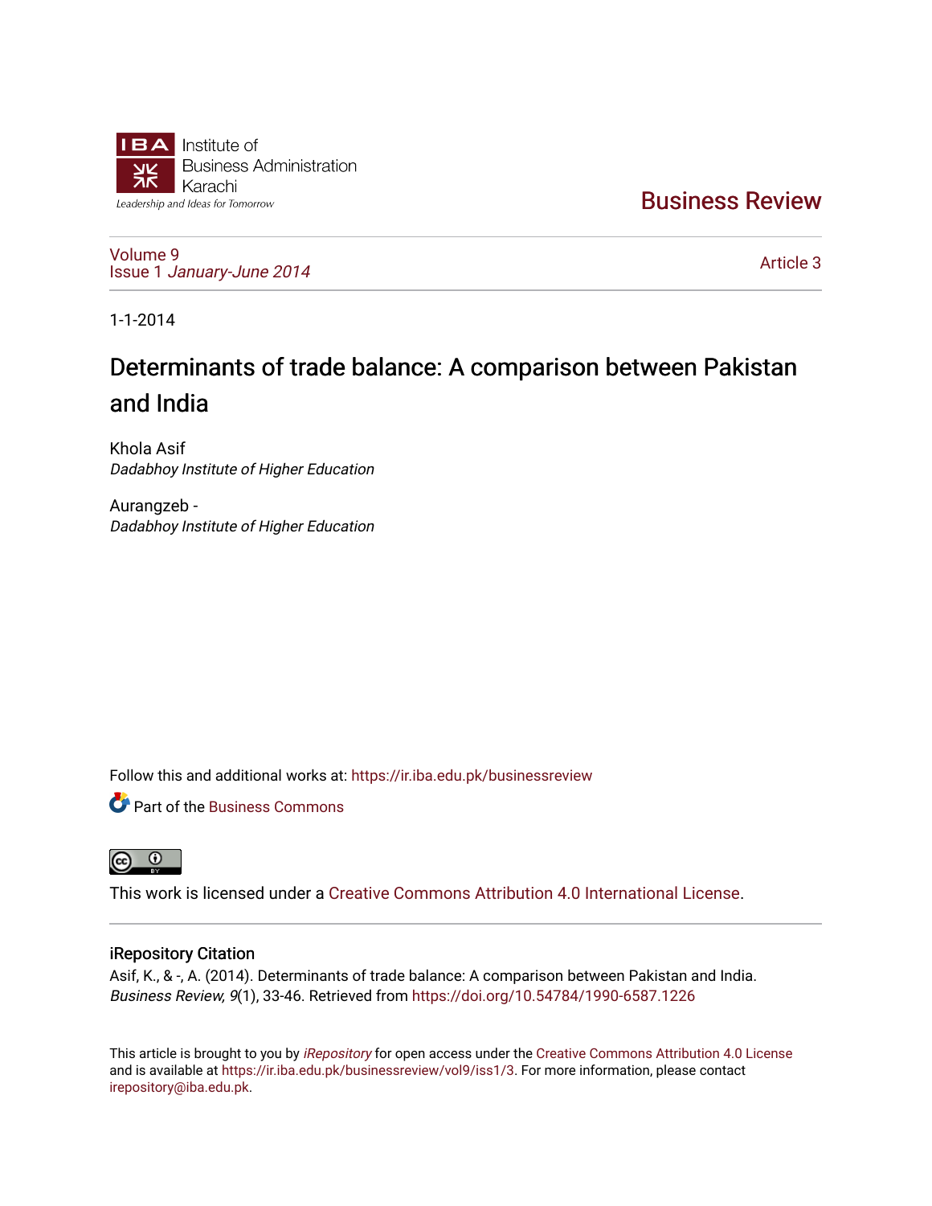Institute of Business Administration Karachi

Leadership and Ideas for Tomorrow

# Business Review

Volume 9
Issue 1 *January-June 2014*

Article 3

1-1-2014

## Determinants of trade balance: A comparison between Pakistan and India

Khola Asif
*Dadabhoy Institute of Higher Education*

Aurangzeb -
*Dadabhoy Institute of Higher Education*

Follow this and additional works at: https://ir.iba.edu.pk/businessreview

Part of the Business Commons

This work is licensed under a Creative Commons Attribution 4.0 International License.

### iRepository Citation

Asif, K., & -, A. (2014). Determinants of trade balance: A comparison between Pakistan and India. *Business Review, 9*(1), 33-46. Retrieved from https://doi.org/10.54784/1990-6587.1226

This article is brought to you by *iRepository* for open access under the Creative Commons Attribution 4.0 License and is available at https://ir.iba.edu.pk/businessreview/vol9/iss1/3. For more information, please contact irepository@iba.edu.pk.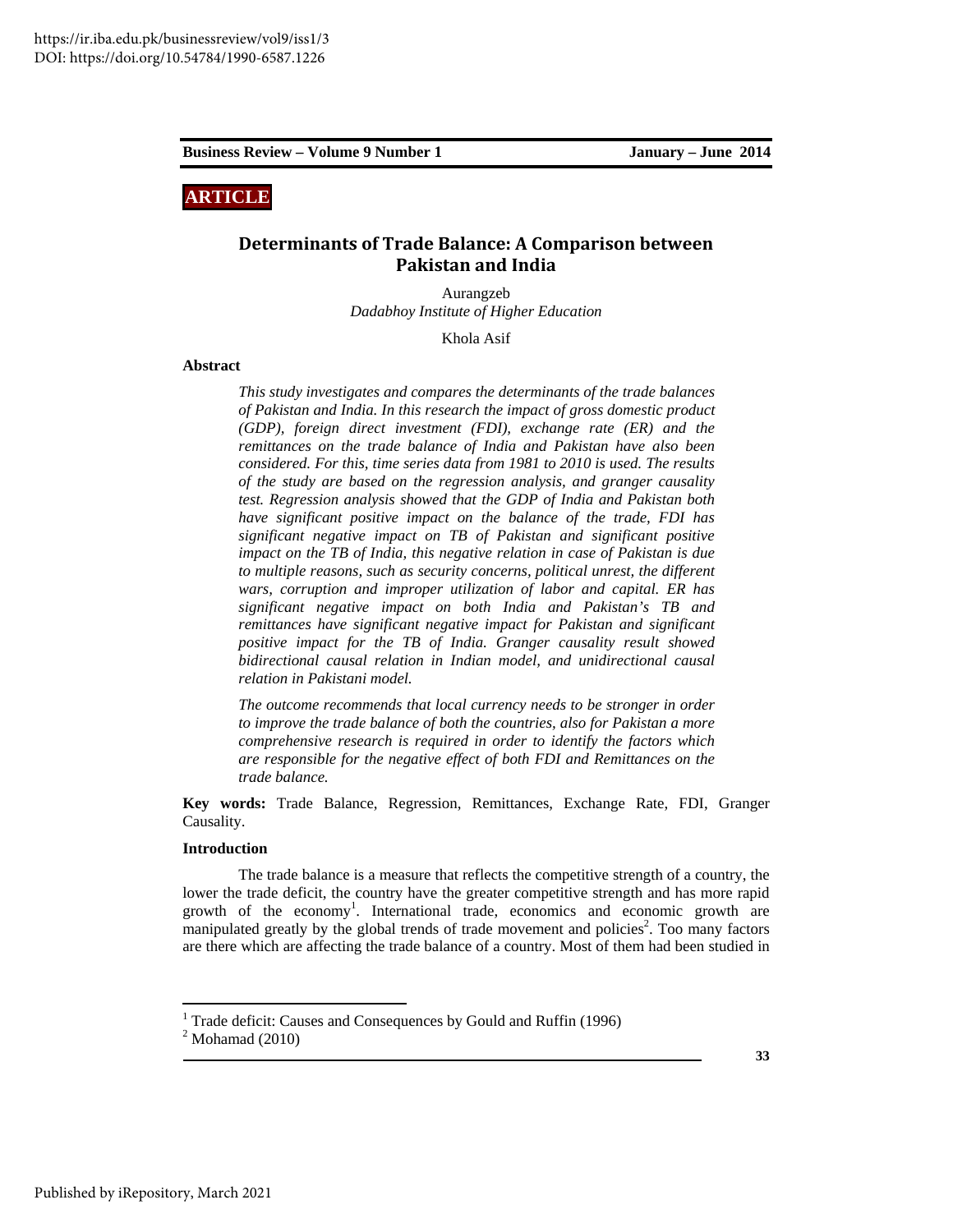https://ir.iba.edu.pk/businessreview/vol9/iss1/3
DOI: https://doi.org/10.54784/1990-6587.1226

**ARTICLE**

# Determinants of Trade Balance: A Comparison between Pakistan and India

Aurangzeb
*Dadabhoy Institute of Higher Education*

Khola Asif

**Abstract**

*This study investigates and compares the determinants of the trade balances of Pakistan and India. In this research the impact of gross domestic product (GDP), foreign direct investment (FDI), exchange rate (ER) and the remittances on the trade balance of India and Pakistan have also been considered. For this, time series data from 1981 to 2010 is used. The results of the study are based on the regression analysis, and granger causality test. Regression analysis showed that the GDP of India and Pakistan both have significant positive impact on the balance of the trade, FDI has significant negative impact on TB of Pakistan and significant positive impact on the TB of India, this negative relation in case of Pakistan is due to multiple reasons, such as security concerns, political unrest, the different wars, corruption and improper utilization of labor and capital. ER has significant negative impact on both India and Pakistan's TB and remittances have significant negative impact for Pakistan and significant positive impact for the TB of India. Granger causality result showed bidirectional causal relation in Indian model, and unidirectional causal relation in Pakistani model.*

*The outcome recommends that local currency needs to be stronger in order to improve the trade balance of both the countries, also for Pakistan a more comprehensive research is required in order to identify the factors which are responsible for the negative effect of both FDI and Remittances on the trade balance.*

**Key words:** Trade Balance, Regression, Remittances, Exchange Rate, FDI, Granger Causality.

**Introduction**

The trade balance is a measure that reflects the competitive strength of a country, the lower the trade deficit, the country have the greater competitive strength and has more rapid growth of the economy[1]. International trade, economics and economic growth are manipulated greatly by the global trends of trade movement and policies[2]. Too many factors are there which are affecting the trade balance of a country. Most of them had been studied in

[1] Trade deficit: Causes and Consequences by Gould and Ruffin (1996)
[2] Mohamad (2010)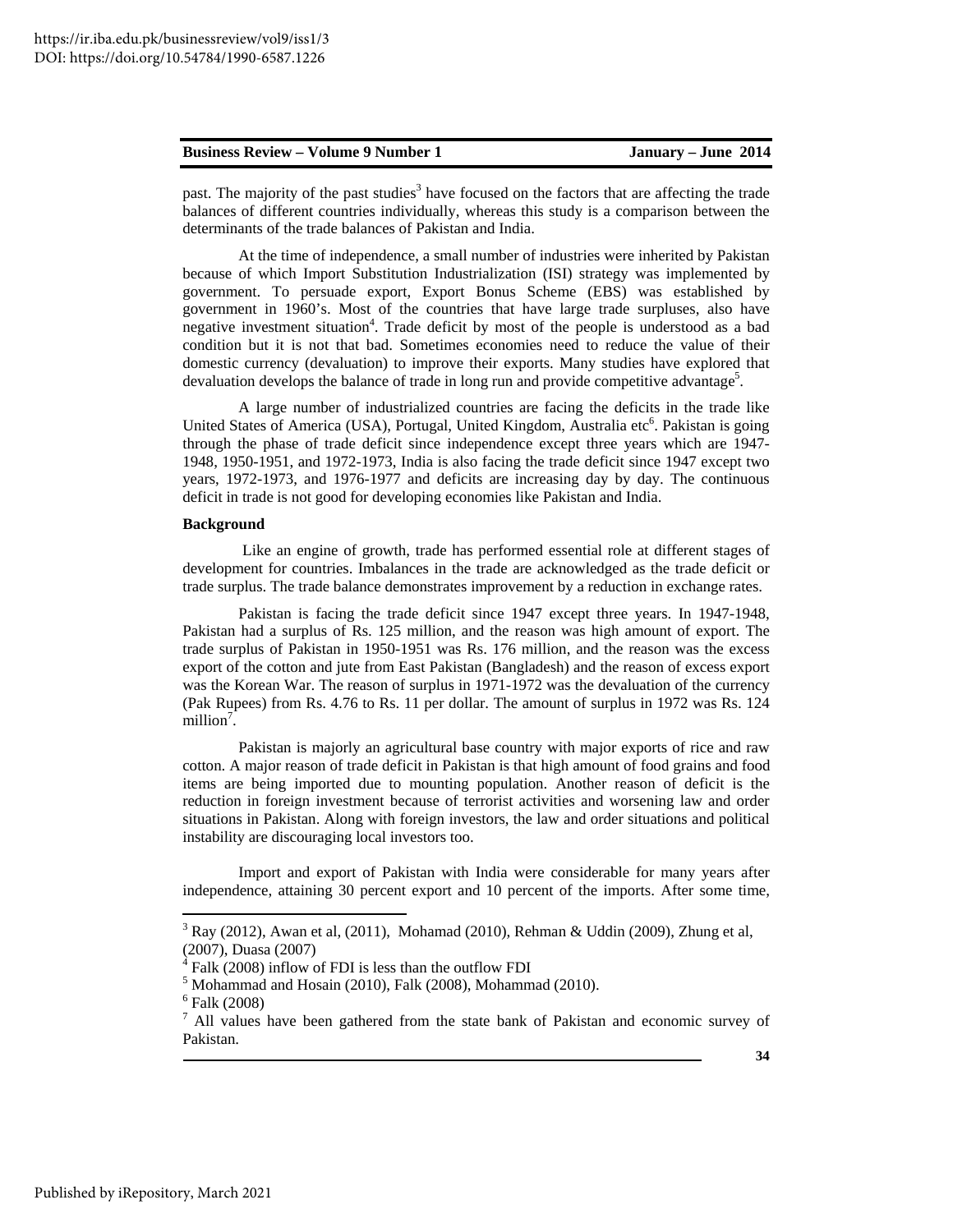past. The majority of the past studies[3] have focused on the factors that are affecting the trade balances of different countries individually, whereas this study is a comparison between the determinants of the trade balances of Pakistan and India.

At the time of independence, a small number of industries were inherited by Pakistan because of which Import Substitution Industrialization (ISI) strategy was implemented by government. To persuade export, Export Bonus Scheme (EBS) was established by government in 1960's. Most of the countries that have large trade surpluses, also have negative investment situation[4]. Trade deficit by most of the people is understood as a bad condition but it is not that bad. Sometimes economies need to reduce the value of their domestic currency (devaluation) to improve their exports. Many studies have explored that devaluation develops the balance of trade in long run and provide competitive advantage[5].

A large number of industrialized countries are facing the deficits in the trade like United States of America (USA), Portugal, United Kingdom, Australia etc[6]. Pakistan is going through the phase of trade deficit since independence except three years which are 1947-1948, 1950-1951, and 1972-1973, India is also facing the trade deficit since 1947 except two years, 1972-1973, and 1976-1977 and deficits are increasing day by day. The continuous deficit in trade is not good for developing economies like Pakistan and India.

**Background**

Like an engine of growth, trade has performed essential role at different stages of development for countries. Imbalances in the trade are acknowledged as the trade deficit or trade surplus. The trade balance demonstrates improvement by a reduction in exchange rates.

Pakistan is facing the trade deficit since 1947 except three years. In 1947-1948, Pakistan had a surplus of Rs. 125 million, and the reason was high amount of export. The trade surplus of Pakistan in 1950-1951 was Rs. 176 million, and the reason was the excess export of the cotton and jute from East Pakistan (Bangladesh) and the reason of excess export was the Korean War. The reason of surplus in 1971-1972 was the devaluation of the currency (Pak Rupees) from Rs. 4.76 to Rs. 11 per dollar. The amount of surplus in 1972 was Rs. 124 million[7].

Pakistan is majorly an agricultural base country with major exports of rice and raw cotton. A major reason of trade deficit in Pakistan is that high amount of food grains and food items are being imported due to mounting population. Another reason of deficit is the reduction in foreign investment because of terrorist activities and worsening law and order situations in Pakistan. Along with foreign investors, the law and order situations and political instability are discouraging local investors too.

Import and export of Pakistan with India were considerable for many years after independence, attaining 30 percent export and 10 percent of the imports. After some time,

---

[3] Ray (2012), Awan et al, (2011), Mohamad (2010), Rehman & Uddin (2009), Zhung et al, (2007), Duasa (2007)

[4] Falk (2008) inflow of FDI is less than the outflow FDI

[5] Mohammad and Hosain (2010), Falk (2008), Mohammad (2010).

[6] Falk (2008)

[7] All values have been gathered from the state bank of Pakistan and economic survey of Pakistan.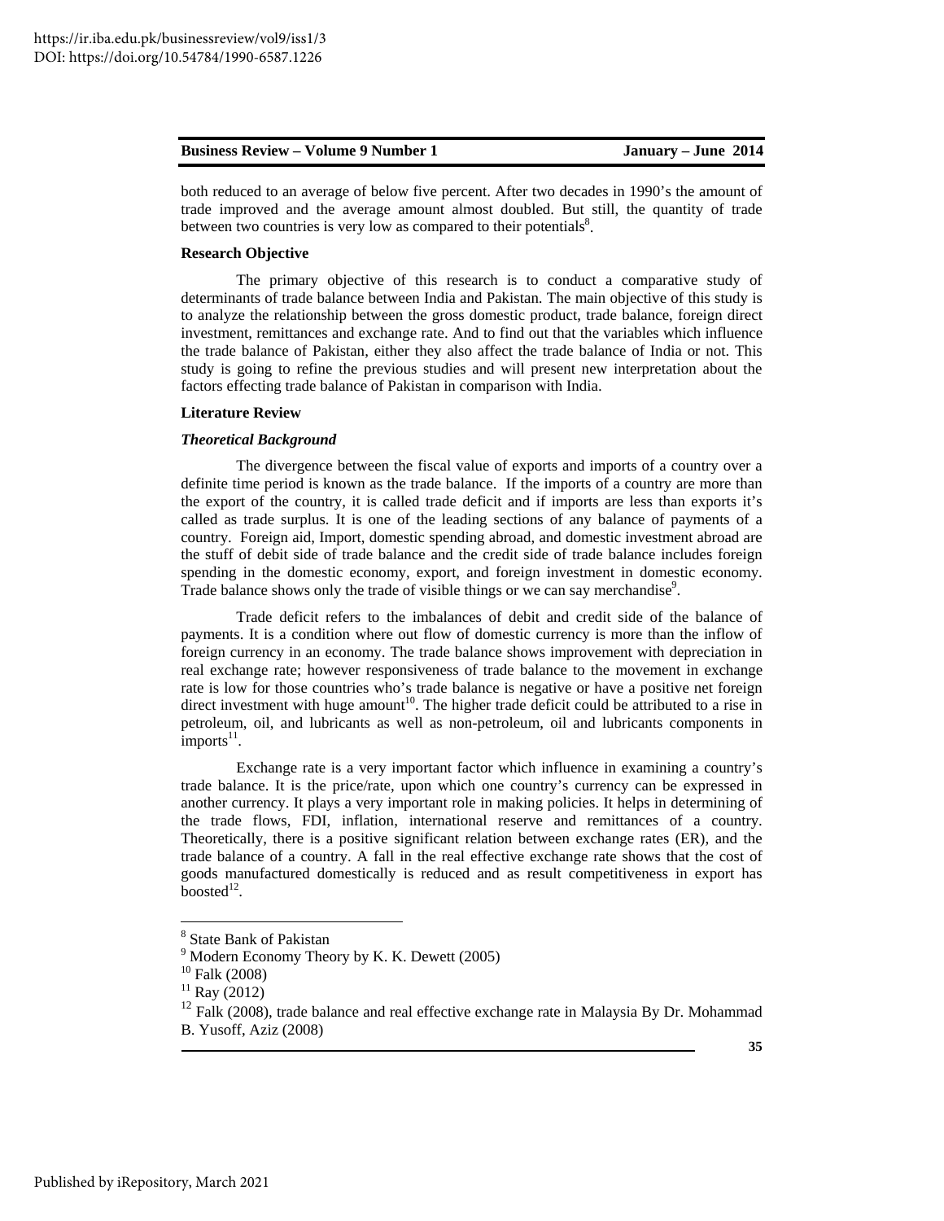both reduced to an average of below five percent. After two decades in 1990's the amount of trade improved and the average amount almost doubled. But still, the quantity of trade between two countries is very low as compared to their potentials[8].

**Research Objective**

The primary objective of this research is to conduct a comparative study of determinants of trade balance between India and Pakistan. The main objective of this study is to analyze the relationship between the gross domestic product, trade balance, foreign direct investment, remittances and exchange rate. And to find out that the variables which influence the trade balance of Pakistan, either they also affect the trade balance of India or not. This study is going to refine the previous studies and will present new interpretation about the factors effecting trade balance of Pakistan in comparison with India.

**Literature Review**

***Theoretical Background***

The divergence between the fiscal value of exports and imports of a country over a definite time period is known as the trade balance. If the imports of a country are more than the export of the country, it is called trade deficit and if imports are less than exports it's called as trade surplus. It is one of the leading sections of any balance of payments of a country. Foreign aid, Import, domestic spending abroad, and domestic investment abroad are the stuff of debit side of trade balance and the credit side of trade balance includes foreign spending in the domestic economy, export, and foreign investment in domestic economy. Trade balance shows only the trade of visible things or we can say merchandise[9].

Trade deficit refers to the imbalances of debit and credit side of the balance of payments. It is a condition where out flow of domestic currency is more than the inflow of foreign currency in an economy. The trade balance shows improvement with depreciation in real exchange rate; however responsiveness of trade balance to the movement in exchange rate is low for those countries who's trade balance is negative or have a positive net foreign direct investment with huge amount[10]. The higher trade deficit could be attributed to a rise in petroleum, oil, and lubricants as well as non-petroleum, oil and lubricants components in imports[11].

Exchange rate is a very important factor which influence in examining a country's trade balance. It is the price/rate, upon which one country's currency can be expressed in another currency. It plays a very important role in making policies. It helps in determining of the trade flows, FDI, inflation, international reserve and remittances of a country. Theoretically, there is a positive significant relation between exchange rates (ER), and the trade balance of a country. A fall in the real effective exchange rate shows that the cost of goods manufactured domestically is reduced and as result competitiveness in export has boosted[12].

---

[8] State Bank of Pakistan

[9] Modern Economy Theory by K. K. Dewett (2005)

[10] Falk (2008)

[11] Ray (2012)

[12] Falk (2008), trade balance and real effective exchange rate in Malaysia By Dr. Mohammad B. Yusoff, Aziz (2008)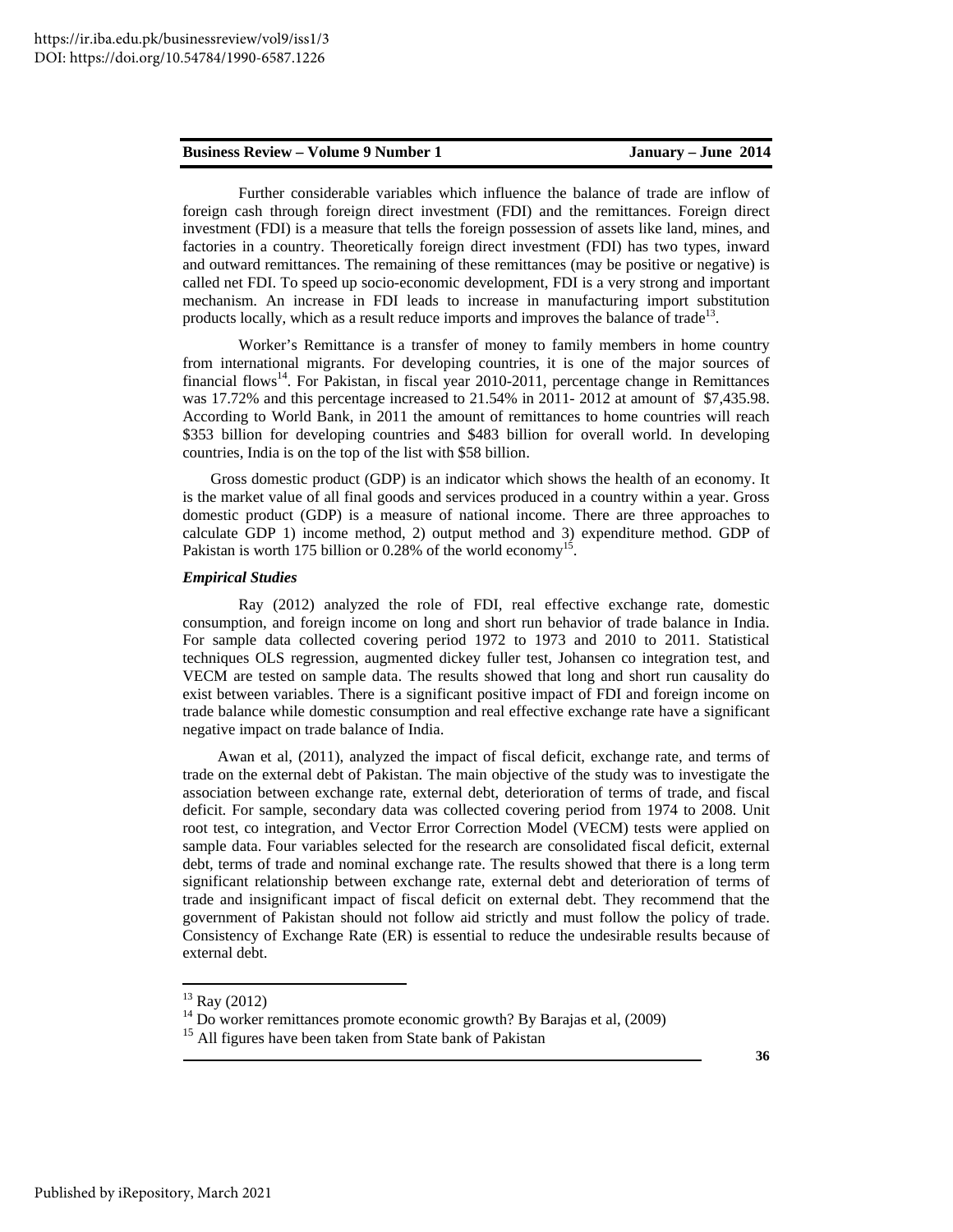Further considerable variables which influence the balance of trade are inflow of foreign cash through foreign direct investment (FDI) and the remittances. Foreign direct investment (FDI) is a measure that tells the foreign possession of assets like land, mines, and factories in a country. Theoretically foreign direct investment (FDI) has two types, inward and outward remittances. The remaining of these remittances (may be positive or negative) is called net FDI. To speed up socio-economic development, FDI is a very strong and important mechanism. An increase in FDI leads to increase in manufacturing import substitution products locally, which as a result reduce imports and improves the balance of trade[13].

Worker's Remittance is a transfer of money to family members in home country from international migrants. For developing countries, it is one of the major sources of financial flows[14]. For Pakistan, in fiscal year 2010-2011, percentage change in Remittances was 17.72% and this percentage increased to 21.54% in 2011- 2012 at amount of $7,435.98. According to World Bank, in 2011 the amount of remittances to home countries will reach $353 billion for developing countries and $483 billion for overall world. In developing countries, India is on the top of the list with $58 billion.

Gross domestic product (GDP) is an indicator which shows the health of an economy. It is the market value of all final goods and services produced in a country within a year. Gross domestic product (GDP) is a measure of national income. There are three approaches to calculate GDP 1) income method, 2) output method and 3) expenditure method. GDP of Pakistan is worth 175 billion or 0.28% of the world economy[15].

***Empirical Studies***

Ray (2012) analyzed the role of FDI, real effective exchange rate, domestic consumption, and foreign income on long and short run behavior of trade balance in India. For sample data collected covering period 1972 to 1973 and 2010 to 2011. Statistical techniques OLS regression, augmented dickey fuller test, Johansen co integration test, and VECM are tested on sample data. The results showed that long and short run causality do exist between variables. There is a significant positive impact of FDI and foreign income on trade balance while domestic consumption and real effective exchange rate have a significant negative impact on trade balance of India.

Awan et al, (2011), analyzed the impact of fiscal deficit, exchange rate, and terms of trade on the external debt of Pakistan. The main objective of the study was to investigate the association between exchange rate, external debt, deterioration of terms of trade, and fiscal deficit. For sample, secondary data was collected covering period from 1974 to 2008. Unit root test, co integration, and Vector Error Correction Model (VECM) tests were applied on sample data. Four variables selected for the research are consolidated fiscal deficit, external debt, terms of trade and nominal exchange rate. The results showed that there is a long term significant relationship between exchange rate, external debt and deterioration of terms of trade and insignificant impact of fiscal deficit on external debt. They recommend that the government of Pakistan should not follow aid strictly and must follow the policy of trade. Consistency of Exchange Rate (ER) is essential to reduce the undesirable results because of external debt.

---

[13] Ray (2012)

[14] Do worker remittances promote economic growth? By Barajas et al, (2009)

[15] All figures have been taken from State bank of Pakistan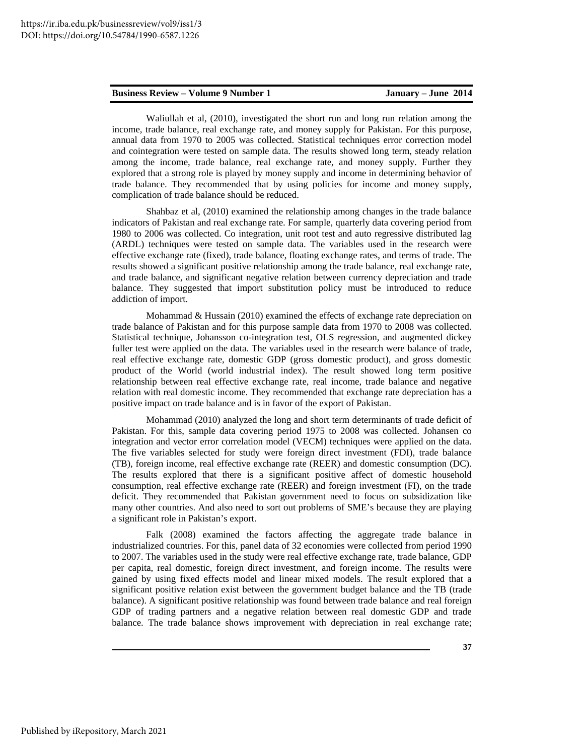Waliullah et al, (2010), investigated the short run and long run relation among the income, trade balance, real exchange rate, and money supply for Pakistan. For this purpose, annual data from 1970 to 2005 was collected. Statistical techniques error correction model and cointegration were tested on sample data. The results showed long term, steady relation among the income, trade balance, real exchange rate, and money supply. Further they explored that a strong role is played by money supply and income in determining behavior of trade balance. They recommended that by using policies for income and money supply, complication of trade balance should be reduced.

Shahbaz et al, (2010) examined the relationship among changes in the trade balance indicators of Pakistan and real exchange rate. For sample, quarterly data covering period from 1980 to 2006 was collected. Co integration, unit root test and auto regressive distributed lag (ARDL) techniques were tested on sample data. The variables used in the research were effective exchange rate (fixed), trade balance, floating exchange rates, and terms of trade. The results showed a significant positive relationship among the trade balance, real exchange rate, and trade balance, and significant negative relation between currency depreciation and trade balance. They suggested that import substitution policy must be introduced to reduce addiction of import.

Mohammad & Hussain (2010) examined the effects of exchange rate depreciation on trade balance of Pakistan and for this purpose sample data from 1970 to 2008 was collected. Statistical technique, Johansson co-integration test, OLS regression, and augmented dickey fuller test were applied on the data. The variables used in the research were balance of trade, real effective exchange rate, domestic GDP (gross domestic product), and gross domestic product of the World (world industrial index). The result showed long term positive relationship between real effective exchange rate, real income, trade balance and negative relation with real domestic income. They recommended that exchange rate depreciation has a positive impact on trade balance and is in favor of the export of Pakistan.

Mohammad (2010) analyzed the long and short term determinants of trade deficit of Pakistan. For this, sample data covering period 1975 to 2008 was collected. Johansen co integration and vector error correlation model (VECM) techniques were applied on the data. The five variables selected for study were foreign direct investment (FDI), trade balance (TB), foreign income, real effective exchange rate (REER) and domestic consumption (DC). The results explored that there is a significant positive affect of domestic household consumption, real effective exchange rate (REER) and foreign investment (FI), on the trade deficit. They recommended that Pakistan government need to focus on subsidization like many other countries. And also need to sort out problems of SME's because they are playing a significant role in Pakistan's export.

Falk (2008) examined the factors affecting the aggregate trade balance in industrialized countries. For this, panel data of 32 economies were collected from period 1990 to 2007. The variables used in the study were real effective exchange rate, trade balance, GDP per capita, real domestic, foreign direct investment, and foreign income. The results were gained by using fixed effects model and linear mixed models. The result explored that a significant positive relation exist between the government budget balance and the TB (trade balance). A significant positive relationship was found between trade balance and real foreign GDP of trading partners and a negative relation between real domestic GDP and trade balance. The trade balance shows improvement with depreciation in real exchange rate;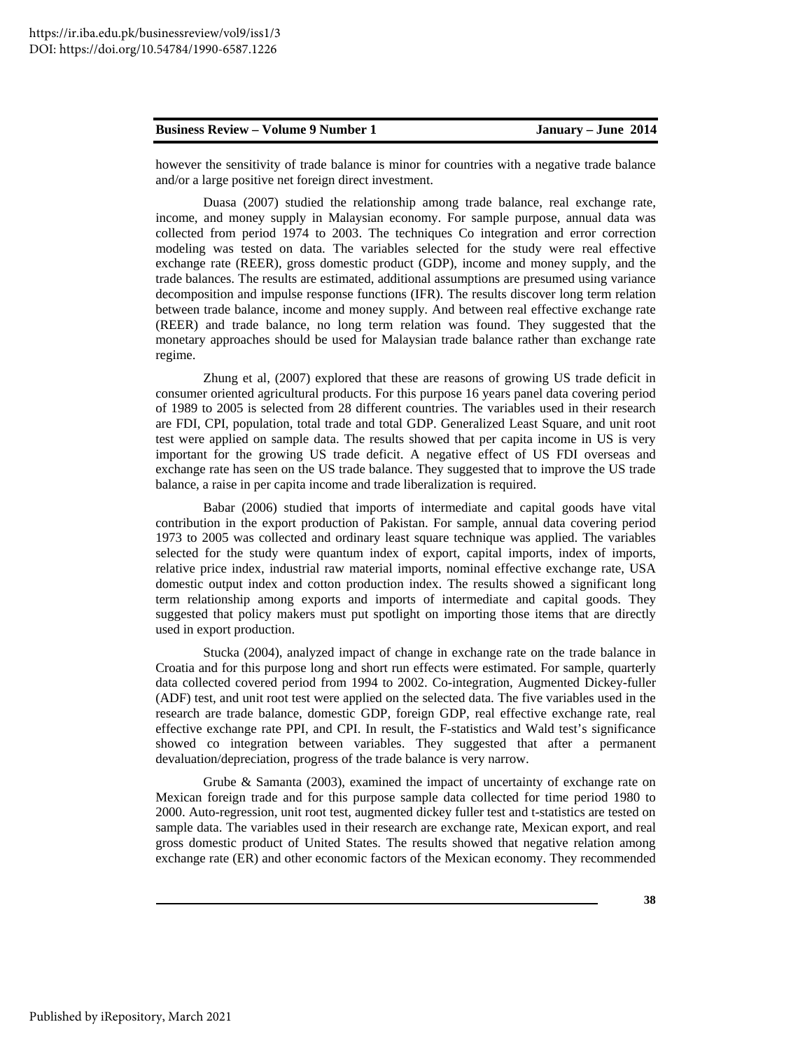however the sensitivity of trade balance is minor for countries with a negative trade balance and/or a large positive net foreign direct investment.

Duasa (2007) studied the relationship among trade balance, real exchange rate, income, and money supply in Malaysian economy. For sample purpose, annual data was collected from period 1974 to 2003. The techniques Co integration and error correction modeling was tested on data. The variables selected for the study were real effective exchange rate (REER), gross domestic product (GDP), income and money supply, and the trade balances. The results are estimated, additional assumptions are presumed using variance decomposition and impulse response functions (IFR). The results discover long term relation between trade balance, income and money supply. And between real effective exchange rate (REER) and trade balance, no long term relation was found. They suggested that the monetary approaches should be used for Malaysian trade balance rather than exchange rate regime.

Zhung et al, (2007) explored that these are reasons of growing US trade deficit in consumer oriented agricultural products. For this purpose 16 years panel data covering period of 1989 to 2005 is selected from 28 different countries. The variables used in their research are FDI, CPI, population, total trade and total GDP. Generalized Least Square, and unit root test were applied on sample data. The results showed that per capita income in US is very important for the growing US trade deficit. A negative effect of US FDI overseas and exchange rate has seen on the US trade balance. They suggested that to improve the US trade balance, a raise in per capita income and trade liberalization is required.

Babar (2006) studied that imports of intermediate and capital goods have vital contribution in the export production of Pakistan. For sample, annual data covering period 1973 to 2005 was collected and ordinary least square technique was applied. The variables selected for the study were quantum index of export, capital imports, index of imports, relative price index, industrial raw material imports, nominal effective exchange rate, USA domestic output index and cotton production index. The results showed a significant long term relationship among exports and imports of intermediate and capital goods. They suggested that policy makers must put spotlight on importing those items that are directly used in export production.

Stucka (2004), analyzed impact of change in exchange rate on the trade balance in Croatia and for this purpose long and short run effects were estimated. For sample, quarterly data collected covered period from 1994 to 2002. Co-integration, Augmented Dickey-fuller (ADF) test, and unit root test were applied on the selected data. The five variables used in the research are trade balance, domestic GDP, foreign GDP, real effective exchange rate, real effective exchange rate PPI, and CPI. In result, the F-statistics and Wald test's significance showed co integration between variables. They suggested that after a permanent devaluation/depreciation, progress of the trade balance is very narrow.

Grube & Samanta (2003), examined the impact of uncertainty of exchange rate on Mexican foreign trade and for this purpose sample data collected for time period 1980 to 2000. Auto-regression, unit root test, augmented dickey fuller test and t-statistics are tested on sample data. The variables used in their research are exchange rate, Mexican export, and real gross domestic product of United States. The results showed that negative relation among exchange rate (ER) and other economic factors of the Mexican economy. They recommended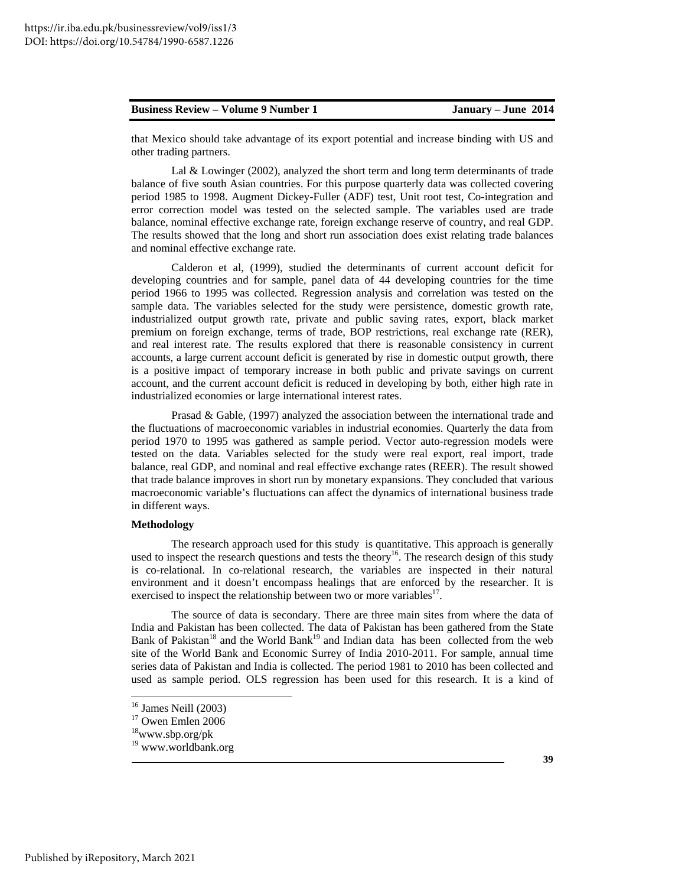that Mexico should take advantage of its export potential and increase binding with US and other trading partners.

Lal & Lowinger (2002), analyzed the short term and long term determinants of trade balance of five south Asian countries. For this purpose quarterly data was collected covering period 1985 to 1998. Augment Dickey-Fuller (ADF) test, Unit root test, Co-integration and error correction model was tested on the selected sample. The variables used are trade balance, nominal effective exchange rate, foreign exchange reserve of country, and real GDP. The results showed that the long and short run association does exist relating trade balances and nominal effective exchange rate.

Calderon et al, (1999), studied the determinants of current account deficit for developing countries and for sample, panel data of 44 developing countries for the time period 1966 to 1995 was collected. Regression analysis and correlation was tested on the sample data. The variables selected for the study were persistence, domestic growth rate, industrialized output growth rate, private and public saving rates, export, black market premium on foreign exchange, terms of trade, BOP restrictions, real exchange rate (RER), and real interest rate. The results explored that there is reasonable consistency in current accounts, a large current account deficit is generated by rise in domestic output growth, there is a positive impact of temporary increase in both public and private savings on current account, and the current account deficit is reduced in developing by both, either high rate in industrialized economies or large international interest rates.

Prasad & Gable, (1997) analyzed the association between the international trade and the fluctuations of macroeconomic variables in industrial economies. Quarterly the data from period 1970 to 1995 was gathered as sample period. Vector auto-regression models were tested on the data. Variables selected for the study were real export, real import, trade balance, real GDP, and nominal and real effective exchange rates (REER). The result showed that trade balance improves in short run by monetary expansions. They concluded that various macroeconomic variable's fluctuations can affect the dynamics of international business trade in different ways.

**Methodology**

The research approach used for this study is quantitative. This approach is generally used to inspect the research questions and tests the theory[16]. The research design of this study is co-relational. In co-relational research, the variables are inspected in their natural environment and it doesn't encompass healings that are enforced by the researcher. It is exercised to inspect the relationship between two or more variables[17].

The source of data is secondary. There are three main sites from where the data of India and Pakistan has been collected. The data of Pakistan has been gathered from the State Bank of Pakistan[18] and the World Bank[19] and Indian data has been collected from the web site of the World Bank and Economic Surrey of India 2010-2011. For sample, annual time series data of Pakistan and India is collected. The period 1981 to 2010 has been collected and used as sample period. OLS regression has been used for this research. It is a kind of

[16] James Neill (2003)

[17] Owen Emlen 2006

[18] www.sbp.org/pk

[19] www.worldbank.org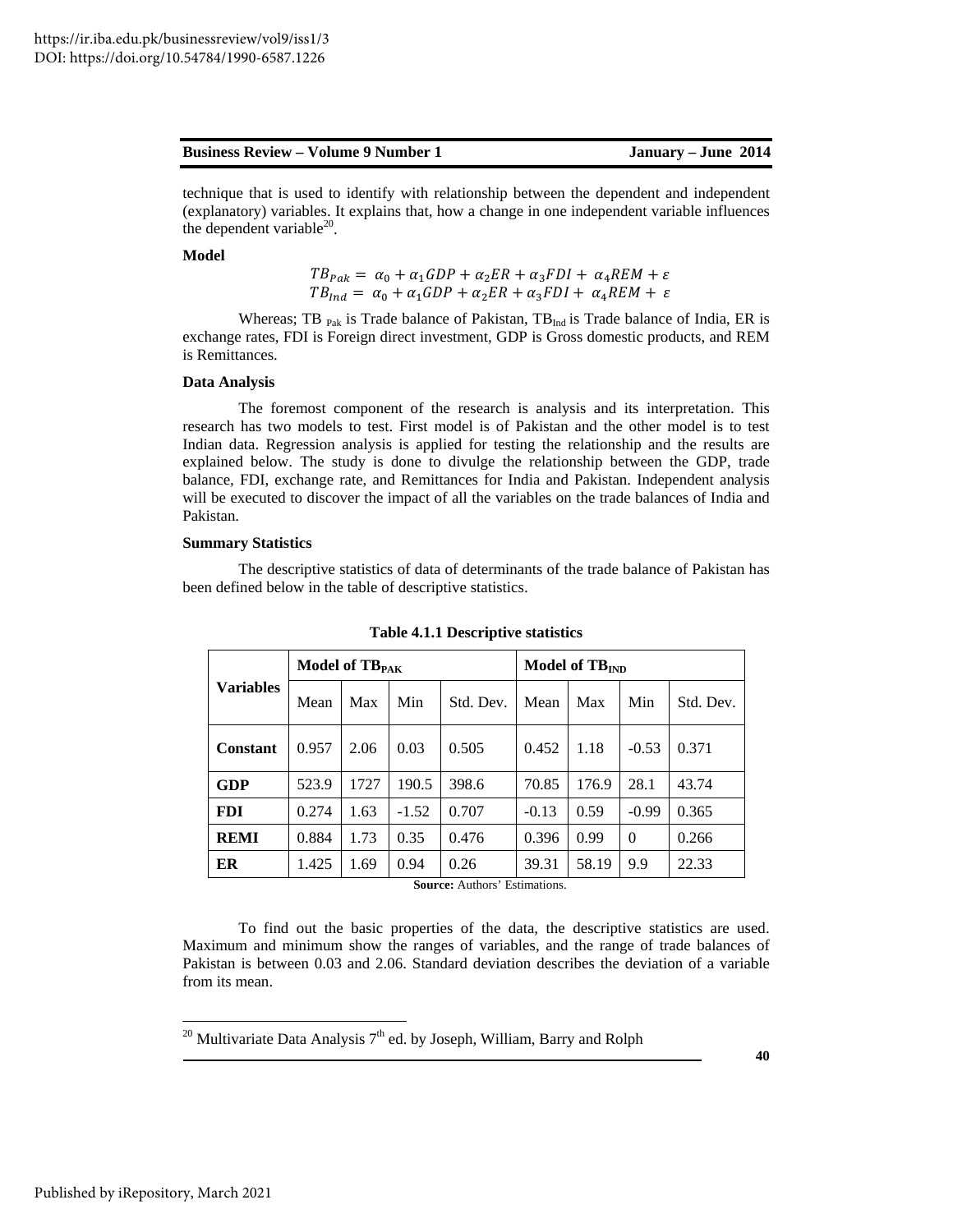technique that is used to identify with relationship between the dependent and independent (explanatory) variables. It explains that, how a change in one independent variable influences the dependent variable[20].

**Model**

$$TB_{Pak} = \alpha_0 + \alpha_1 GDP + \alpha_2 ER + \alpha_3 FDI + \alpha_4 REM + \varepsilon$$
$$TB_{Ind} = \alpha_0 + \alpha_1 GDP + \alpha_2 ER + \alpha_3 FDI + \alpha_4 REM + \varepsilon$$

Whereas; TB $_{Pak}$ is Trade balance of Pakistan, $TB_{Ind}$ is Trade balance of India, ER is exchange rates, FDI is Foreign direct investment, GDP is Gross domestic products, and REM is Remittances.

**Data Analysis**

The foremost component of the research is analysis and its interpretation. This research has two models to test. First model is of Pakistan and the other model is to test Indian data. Regression analysis is applied for testing the relationship and the results are explained below. The study is done to divulge the relationship between the GDP, trade balance, FDI, exchange rate, and Remittances for India and Pakistan. Independent analysis will be executed to discover the impact of all the variables on the trade balances of India and Pakistan.

**Summary Statistics**

The descriptive statistics of data of determinants of the trade balance of Pakistan has been defined below in the table of descriptive statistics.

**Table 4.1.1 Descriptive statistics**

| Variables | Model of $TB_{PAK}$ | | | | Model of $TB_{IND}$ | | | |
|---|---|---|---|---|---|---|---|---|
| | Mean | Max | Min | Std. Dev. | Mean | Max | Min | Std. Dev. |
| **Constant** | 0.957 | 2.06 | 0.03 | 0.505 | 0.452 | 1.18 | -0.53 | 0.371 |
| **GDP** | 523.9 | 1727 | 190.5 | 398.6 | 70.85 | 176.9 | 28.1 | 43.74 |
| **FDI** | 0.274 | 1.63 | -1.52 | 0.707 | -0.13 | 0.59 | -0.99 | 0.365 |
| **REMI** | 0.884 | 1.73 | 0.35 | 0.476 | 0.396 | 0.99 | 0 | 0.266 |
| **ER** | 1.425 | 1.69 | 0.94 | 0.26 | 39.31 | 58.19 | 9.9 | 22.33 |

**Source:** Authors' Estimations.

To find out the basic properties of the data, the descriptive statistics are used. Maximum and minimum show the ranges of variables, and the range of trade balances of Pakistan is between 0.03 and 2.06. Standard deviation describes the deviation of a variable from its mean.

[20] Multivariate Data Analysis 7th ed. by Joseph, William, Barry and Rolph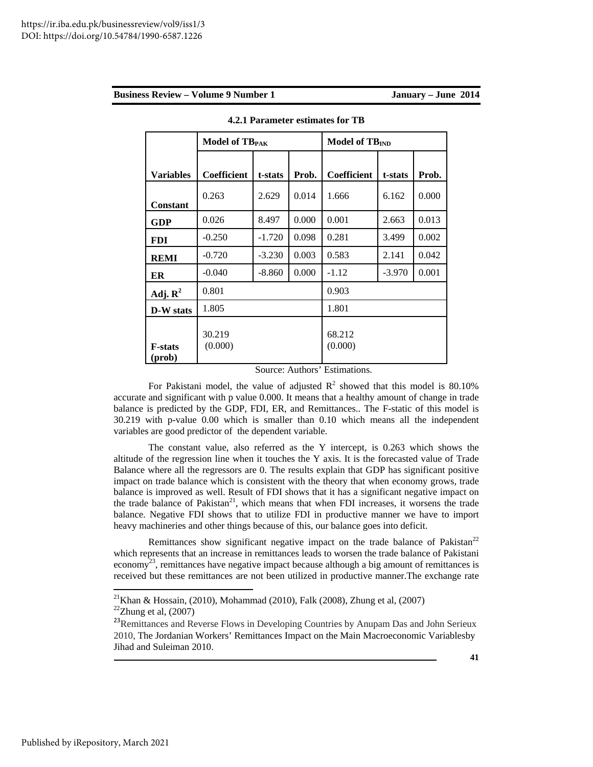#### 4.2.1 Parameter estimates for TB

| | Model of $TB_{PAK}$ | | | Model of $TB_{IND}$ | | |
|---|---|---|---|---|---|---|
| **Variables** | **Coefficient** | **t-stats** | **Prob.** | **Coefficient** | **t-stats** | **Prob.** |
| **Constant** | 0.263 | 2.629 | 0.014 | 1.666 | 6.162 | 0.000 |
| **GDP** | 0.026 | 8.497 | 0.000 | 0.001 | 2.663 | 0.013 |
| **FDI** | -0.250 | -1.720 | 0.098 | 0.281 | 3.499 | 0.002 |
| **REMI** | -0.720 | -3.230 | 0.003 | 0.583 | 2.141 | 0.042 |
| **ER** | -0.040 | -8.860 | 0.000 | -1.12 | -3.970 | 0.001 |
| **Adj. $R^2$** | 0.801 | | | 0.903 | | |
| **D-W stats** | 1.805 | | | 1.801 | | |
| **F-stats (prob)** | 30.219 (0.000) | | | 68.212 (0.000) | | |

Source: Authors' Estimations.

For Pakistani model, the value of adjusted $R^2$ showed that this model is 80.10% accurate and significant with p value 0.000. It means that a healthy amount of change in trade balance is predicted by the GDP, FDI, ER, and Remittances.. The F-static of this model is 30.219 with p-value 0.00 which is smaller than 0.10 which means all the independent variables are good predictor of the dependent variable.

The constant value, also referred as the Y intercept, is 0.263 which shows the altitude of the regression line when it touches the Y axis. It is the forecasted value of Trade Balance where all the regressors are 0. The results explain that GDP has significant positive impact on trade balance which is consistent with the theory that when economy grows, trade balance is improved as well. Result of FDI shows that it has a significant negative impact on the trade balance of Pakistan[21], which means that when FDI increases, it worsens the trade balance. Negative FDI shows that to utilize FDI in productive manner we have to import heavy machineries and other things because of this, our balance goes into deficit.

Remittances show significant negative impact on the trade balance of Pakistan[22] which represents that an increase in remittances leads to worsen the trade balance of Pakistani economy[23], remittances have negative impact because although a big amount of remittances is received but these remittances are not been utilized in productive manner.The exchange rate

[21] Khan & Hossain, (2010), Mohammad (2010), Falk (2008), Zhung et al, (2007)

[22] Zhung et al, (2007)

[23] Remittances and Reverse Flows in Developing Countries by Anupam Das and John Serieux 2010, The Jordanian Workers' Remittances Impact on the Main Macroeconomic Variablesby Jihad and Suleiman 2010.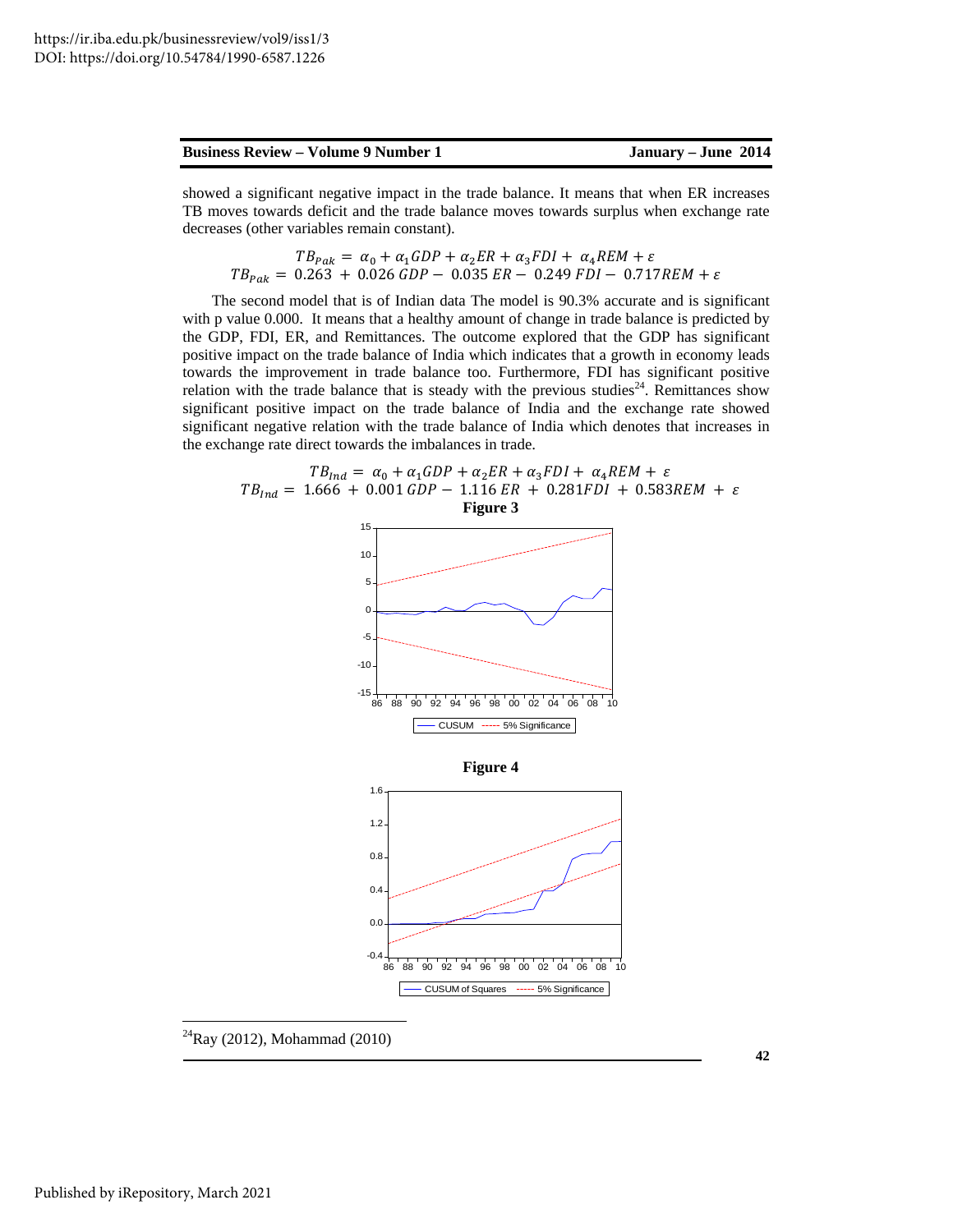showed a significant negative impact in the trade balance. It means that when ER increases TB moves towards deficit and the trade balance moves towards surplus when exchange rate decreases (other variables remain constant).

$$TB_{Pak} = \alpha_0 + \alpha_1 GDP + \alpha_2 ER + \alpha_3 FDI + \alpha_4 REM + \varepsilon$$
$$TB_{Pak} = 0.263 + 0.026\, GDP - 0.035\, ER - 0.249\, FDI - 0.717 REM + \varepsilon$$

The second model that is of Indian data The model is 90.3% accurate and is significant with p value 0.000. It means that a healthy amount of change in trade balance is predicted by the GDP, FDI, ER, and Remittances. The outcome explored that the GDP has significant positive impact on the trade balance of India which indicates that a growth in economy leads towards the improvement in trade balance too. Furthermore, FDI has significant positive relation with the trade balance that is steady with the previous studies[24]. Remittances show significant positive impact on the trade balance of India and the exchange rate showed significant negative relation with the trade balance of India which denotes that increases in the exchange rate direct towards the imbalances in trade.

$$TB_{Ind} = \alpha_0 + \alpha_1 GDP + \alpha_2 ER + \alpha_3 FDI + \alpha_4 REM + \varepsilon$$
$$TB_{Ind} = 1.666 + 0.001\, GDP - 1.116\, ER + 0.281 FDI + 0.583 REM + \varepsilon$$

**Figure 3**

**Figure 4**

[24] Ray (2012), Mohammad (2010)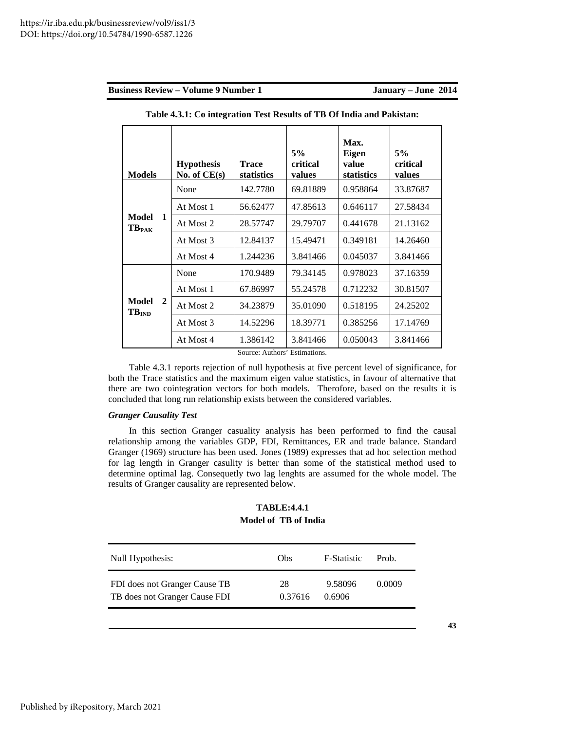**Table 4.3.1: Co integration Test Results of TB Of India and Pakistan:**

| Models | Hypothesis No. of CE(s) | Trace statistics | 5% critical values | Max. Eigen value statistics | 5% critical values |
|---|---|---|---|---|---|
| Model 1 $TB_{PAK}$ | None | 142.7780 | 69.81889 | 0.958864 | 33.87687 |
| | At Most 1 | 56.62477 | 47.85613 | 0.646117 | 27.58434 |
| | At Most 2 | 28.57747 | 29.79707 | 0.441678 | 21.13162 |
| | At Most 3 | 12.84137 | 15.49471 | 0.349181 | 14.26460 |
| | At Most 4 | 1.244236 | 3.841466 | 0.045037 | 3.841466 |
| Model 2 $TB_{IND}$ | None | 170.9489 | 79.34145 | 0.978023 | 37.16359 |
| | At Most 1 | 67.86997 | 55.24578 | 0.712232 | 30.81507 |
| | At Most 2 | 34.23879 | 35.01090 | 0.518195 | 24.25202 |
| | At Most 3 | 14.52296 | 18.39771 | 0.385256 | 17.14769 |
| | At Most 4 | 1.386142 | 3.841466 | 0.050043 | 3.841466 |

Source: Authors' Estimations.

Table 4.3.1 reports rejection of null hypothesis at five percent level of significance, for both the Trace statistics and the maximum eigen value statistics, in favour of alternative that there are two cointegration vectors for both models. Therefore, based on the results it is concluded that long run relationship exists between the considered variables.

***Granger Causality Test***

In this section Granger casuality analysis has been performed to find the causal relationship among the variables GDP, FDI, Remittances, ER and trade balance. Standard Granger (1969) structure has been used. Jones (1989) expresses that ad hoc selection method for lag length in Granger casulity is better than some of the statistical method used to determine optimal lag. Consequetly two lag lenghts are assumed for the whole model. The results of Granger causality are represented below.

**TABLE:4.4.1**
**Model of TB of India**

| Null Hypothesis: | Obs | F-Statistic | Prob. |
|---|---|---|---|
| FDI does not Granger Cause TB | 28 | 9.58096 | 0.0009 |
| TB does not Granger Cause FDI | 0.37616 | 0.6906 | |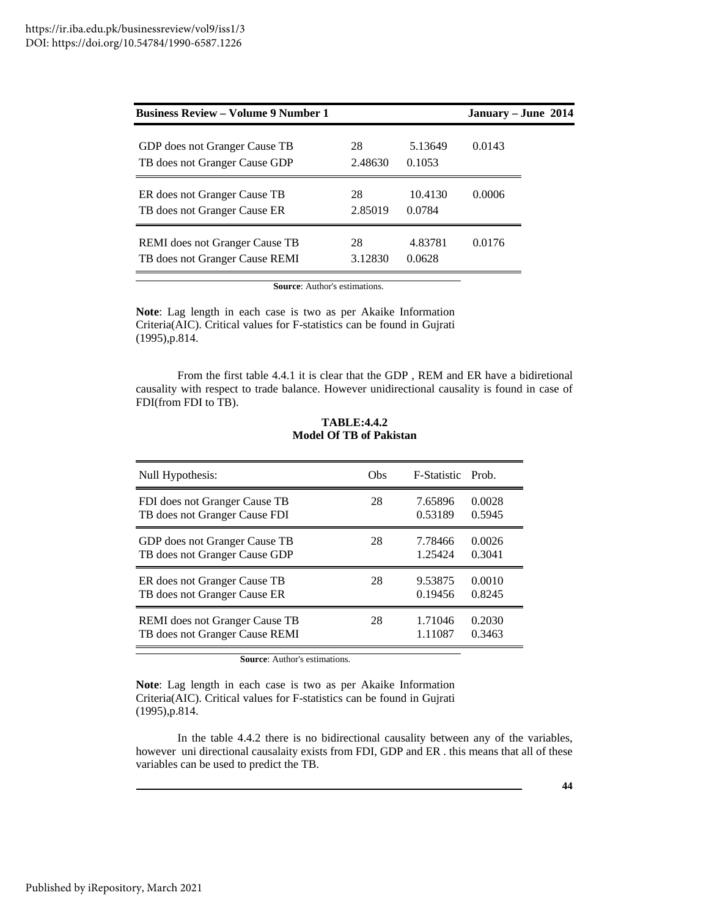| | | | |
|---|---|---|---|
| GDP does not Granger Cause TB | 28 | 5.13649 | 0.0143 |
| TB does not Granger Cause GDP | 2.48630 | 0.1053 | |
| ER does not Granger Cause TB | 28 | 10.4130 | 0.0006 |
| TB does not Granger Cause ER | 2.85019 | 0.0784 | |
| REMI does not Granger Cause TB | 28 | 4.83781 | 0.0176 |
| TB does not Granger Cause REMI | 3.12830 | 0.0628 | |

**Source**: Author's estimations.

**Note**: Lag length in each case is two as per Akaike Information Criteria(AIC). Critical values for F-statistics can be found in Gujrati (1995),p.814.

From the first table 4.4.1 it is clear that the GDP , REM and ER have a bidiretional causality with respect to trade balance. However unidirectional causality is found in case of FDI(from FDI to TB).

**TABLE:4.4.2**
**Model Of TB of Pakistan**

| Null Hypothesis: | Obs | F-Statistic | Prob. |
|---|---|---|---|
| FDI does not Granger Cause TB | 28 | 7.65896 | 0.0028 |
| TB does not Granger Cause FDI | | 0.53189 | 0.5945 |
| GDP does not Granger Cause TB | 28 | 7.78466 | 0.0026 |
| TB does not Granger Cause GDP | | 1.25424 | 0.3041 |
| ER does not Granger Cause TB | 28 | 9.53875 | 0.0010 |
| TB does not Granger Cause ER | | 0.19456 | 0.8245 |
| REMI does not Granger Cause TB | 28 | 1.71046 | 0.2030 |
| TB does not Granger Cause REMI | | 1.11087 | 0.3463 |

**Source**: Author's estimations.

**Note**: Lag length in each case is two as per Akaike Information Criteria(AIC). Critical values for F-statistics can be found in Gujrati (1995),p.814.

In the table 4.4.2 there is no bidirectional causality between any of the variables, however uni directional causalaity exists from FDI, GDP and ER . this means that all of these variables can be used to predict the TB.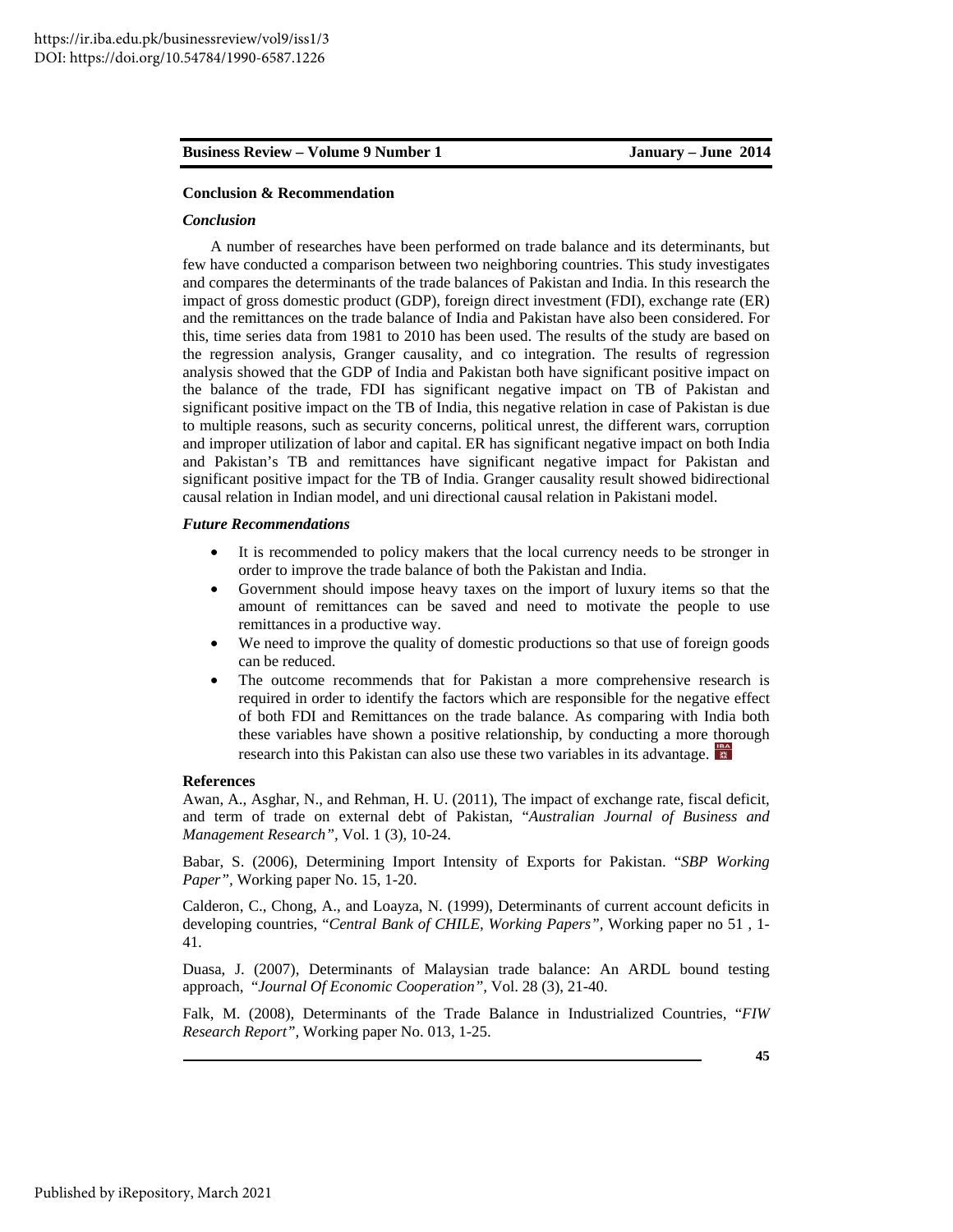### Conclusion & Recommendation

#### *Conclusion*

A number of researches have been performed on trade balance and its determinants, but few have conducted a comparison between two neighboring countries. This study investigates and compares the determinants of the trade balances of Pakistan and India. In this research the impact of gross domestic product (GDP), foreign direct investment (FDI), exchange rate (ER) and the remittances on the trade balance of India and Pakistan have also been considered. For this, time series data from 1981 to 2010 has been used. The results of the study are based on the regression analysis, Granger causality, and co integration. The results of regression analysis showed that the GDP of India and Pakistan both have significant positive impact on the balance of the trade, FDI has significant negative impact on TB of Pakistan and significant positive impact on the TB of India, this negative relation in case of Pakistan is due to multiple reasons, such as security concerns, political unrest, the different wars, corruption and improper utilization of labor and capital. ER has significant negative impact on both India and Pakistan's TB and remittances have significant negative impact for Pakistan and significant positive impact for the TB of India. Granger causality result showed bidirectional causal relation in Indian model, and uni directional causal relation in Pakistani model.

#### *Future Recommendations*

- It is recommended to policy makers that the local currency needs to be stronger in order to improve the trade balance of both the Pakistan and India.
- Government should impose heavy taxes on the import of luxury items so that the amount of remittances can be saved and need to motivate the people to use remittances in a productive way.
- We need to improve the quality of domestic productions so that use of foreign goods can be reduced.
- The outcome recommends that for Pakistan a more comprehensive research is required in order to identify the factors which are responsible for the negative effect of both FDI and Remittances on the trade balance. As comparing with India both these variables have shown a positive relationship, by conducting a more thorough research into this Pakistan can also use these two variables in its advantage.

### References

Awan, A., Asghar, N., and Rehman, H. U. (2011), The impact of exchange rate, fiscal deficit, and term of trade on external debt of Pakistan, "*Australian Journal of Business and Management Research*", Vol. 1 (3), 10-24.

Babar, S. (2006), Determining Import Intensity of Exports for Pakistan. "*SBP Working Paper*", Working paper No. 15, 1-20.

Calderon, C., Chong, A., and Loayza, N. (1999), Determinants of current account deficits in developing countries, "*Central Bank of CHILE, Working Papers*", Working paper no 51 , 1-41.

Duasa, J. (2007), Determinants of Malaysian trade balance: An ARDL bound testing approach, "*Journal Of Economic Cooperation*", Vol. 28 (3), 21-40.

Falk, M. (2008), Determinants of the Trade Balance in Industrialized Countries, "*FIW Research Report*", Working paper No. 013, 1-25.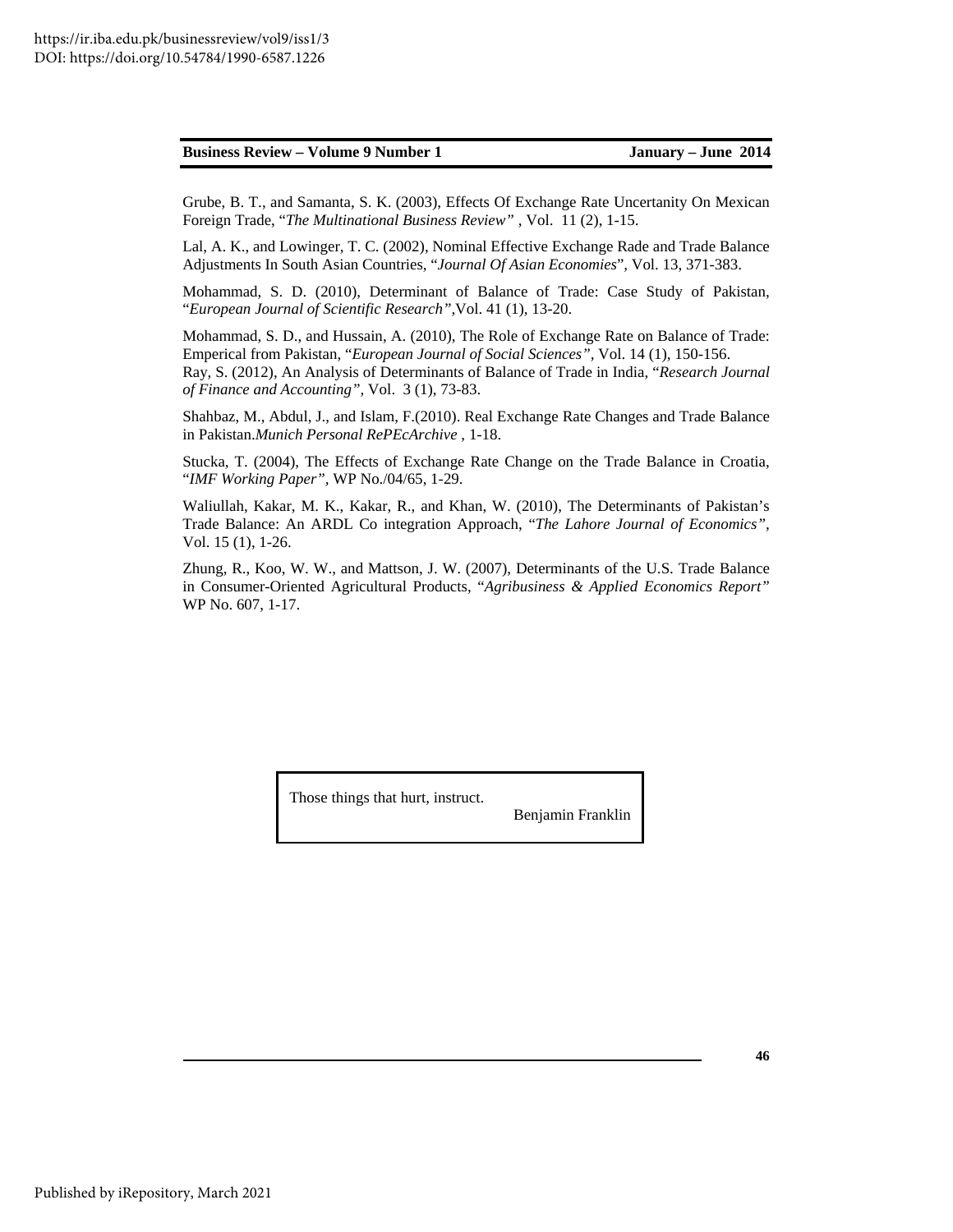Grube, B. T., and Samanta, S. K. (2003), Effects Of Exchange Rate Uncertanity On Mexican Foreign Trade, "*The Multinational Business Review*" , Vol. 11 (2), 1-15.

Lal, A. K., and Lowinger, T. C. (2002), Nominal Effective Exchange Rade and Trade Balance Adjustments In South Asian Countries, "*Journal Of Asian Economies*", Vol. 13, 371-383.

Mohammad, S. D. (2010), Determinant of Balance of Trade: Case Study of Pakistan, "*European Journal of Scientific Research*",Vol. 41 (1), 13-20.

Mohammad, S. D., and Hussain, A. (2010), The Role of Exchange Rate on Balance of Trade: Emperical from Pakistan, "*European Journal of Social Sciences*", Vol. 14 (1), 150-156.

Ray, S. (2012), An Analysis of Determinants of Balance of Trade in India, "*Research Journal of Finance and Accounting*", Vol. 3 (1), 73-83.

Shahbaz, M., Abdul, J., and Islam, F.(2010). Real Exchange Rate Changes and Trade Balance in Pakistan.*Munich Personal RePEcArchive* , 1-18.

Stucka, T. (2004), The Effects of Exchange Rate Change on the Trade Balance in Croatia, "*IMF Working Paper*", WP No./04/65, 1-29.

Waliullah, Kakar, M. K., Kakar, R., and Khan, W. (2010), The Determinants of Pakistan's Trade Balance: An ARDL Co integration Approach, "*The Lahore Journal of Economics*", Vol. 15 (1), 1-26.

Zhung, R., Koo, W. W., and Mattson, J. W. (2007), Determinants of the U.S. Trade Balance in Consumer-Oriented Agricultural Products, "*Agribusiness & Applied Economics Report*" WP No. 607, 1-17.

> Those things that hurt, instruct.
>
> Benjamin Franklin